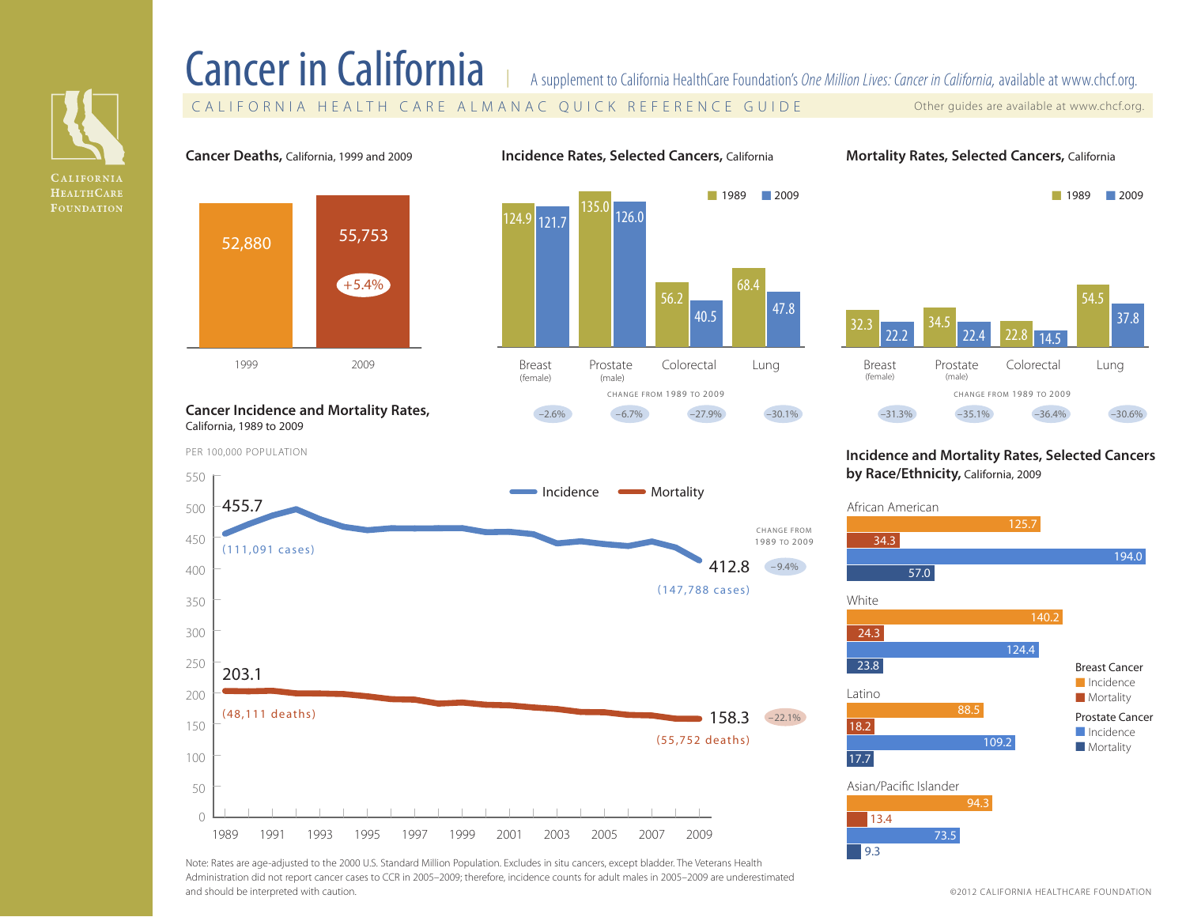# Cancer in California

A supplement to California HealthCare Foundation's *One Million Lives: Cancer in California,* available at www.chcf.org.

CALIFORNIA HEALTH CARE ALMANAC QUICK REFERENCE GUIDE

Other guides are available at www.chcf.org.

CALIFORNIA HEALTHCARE FOUNDATION

## Cancer Deaths, California, 1999 and 2009

| 1999 | 2009 |
|---|---|
| 52,880 | 55,753 (+5.4%) |

## Incidence Rates, Selected Cancers, California

| | Breast (female) | Prostate (male) | Colorectal | Lung |
|---|---|---|---|---|
| 1989 | 124.9 | 135.0 | 56.2 | 68.4 |
| 2009 | 121.7 | 126.0 | 40.5 | 47.8 |
| Change from 1989 to 2009 | −2.6% | −6.7% | −27.9% | −30.1% |

## Mortality Rates, Selected Cancers, California

| | Breast (female) | Prostate (male) | Colorectal | Lung |
|---|---|---|---|---|
| 1989 | 32.3 | 34.5 | 22.8 | 54.5 |
| 2009 | 22.2 | 22.4 | 14.5 | 37.8 |
| Change from 1989 to 2009 | −31.3% | −35.1% | −36.4% | −30.6% |

## Cancer Incidence and Mortality Rates, California, 1989 to 2009

PER 100,000 POPULATION

| | 1989 | 2009 | Change from 1989 to 2009 |
|---|---|---|---|
| Incidence | 455.7 (111,091 cases) | 412.8 (147,788 cases) | −9.4% |
| Mortality | 203.1 (48,111 deaths) | 158.3 (55,752 deaths) | −22.1% |

## Incidence and Mortality Rates, Selected Cancers by Race/Ethnicity, California, 2009

| | Breast Cancer Incidence | Breast Cancer Mortality | Prostate Cancer Incidence | Prostate Cancer Mortality |
|---|---|---|---|---|
| African American | 125.7 | 34.3 | 194.0 | 57.0 |
| White | 140.2 | 24.3 | 124.4 | 23.8 |
| Latino | 88.5 | 18.2 | 109.2 | 17.7 |
| Asian/Pacific Islander | 94.3 | 13.4 | 73.5 | 9.3 |

Note: Rates are age-adjusted to the 2000 U.S. Standard Million Population. Excludes in situ cancers, except bladder. The Veterans Health Administration did not report cancer cases to CCR in 2005–2009; therefore, incidence counts for adult males in 2005–2009 are underestimated and should be interpreted with caution.

©2012 CALIFORNIA HEALTHCARE FOUNDATION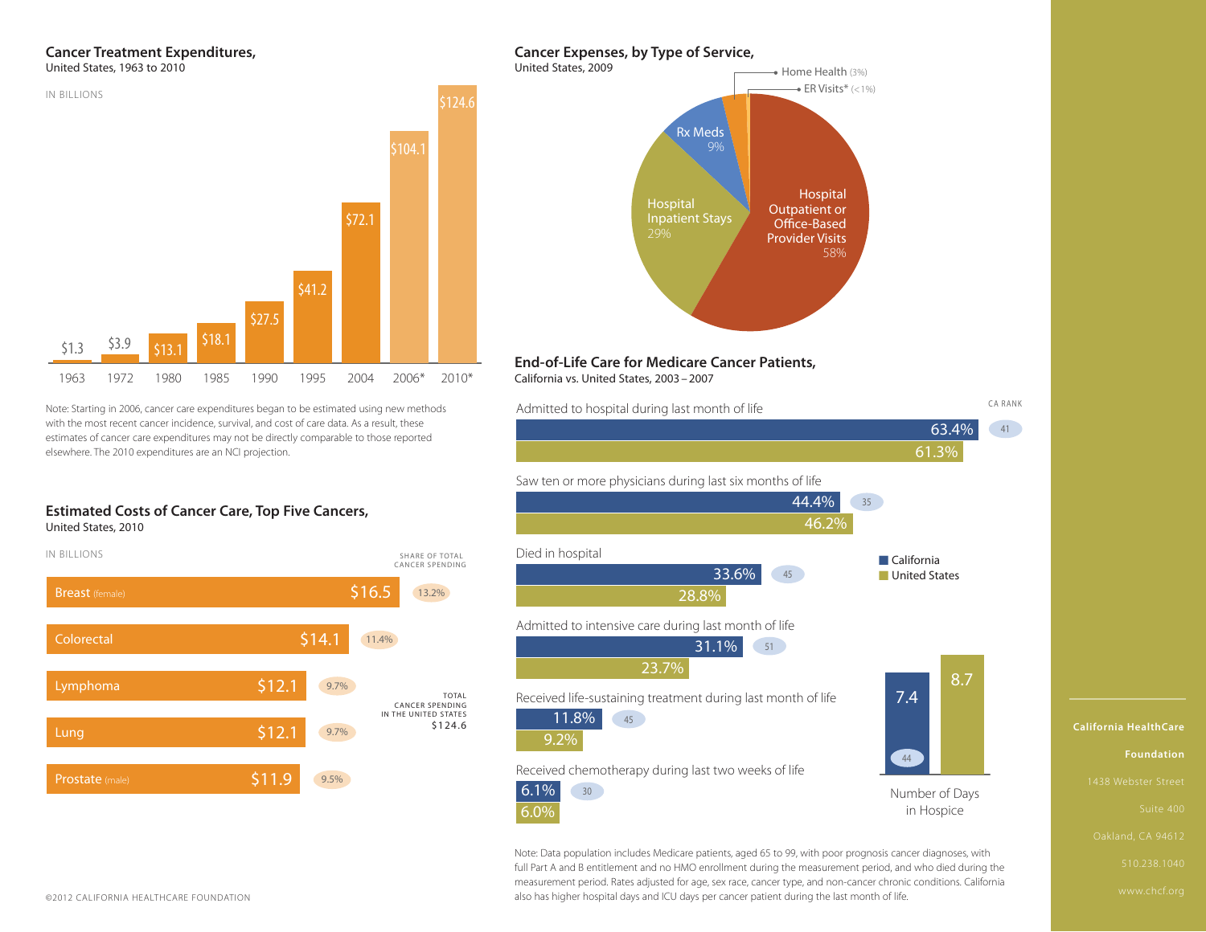## Cancer Treatment Expenditures,

United States, 1963 to 2010

IN BILLIONS

$1.3
$3.9
$13.1
$18.1
$27.5
$41.2
$72.1
$104.1
$124.6

1963
1972
1980
1985
1990
1995
2004
2006*
2010*

Note: Starting in 2006, cancer care expenditures began to be estimated using new methods with the most recent cancer incidence, survival, and cost of care data. As a result, these estimates of cancer care expenditures may not be directly comparable to those reported elsewhere. The 2010 expenditures are an NCI projection.

## Estimated Costs of Cancer Care, Top Five Cancers,

United States, 2010

IN BILLIONS

SHARE OF TOTAL CANCER SPENDING

Breast (female) $16.5 13.2%

Colorectal $14.1 11.4%

Lymphoma $12.1 9.7%

Lung $12.1 9.7%

Prostate (male) $11.9 9.5%

TOTAL CANCER SPENDING IN THE UNITED STATES $124.6

## Cancer Expenses, by Type of Service,

United States, 2009

Home Health (3%)
ER Visits* (<1%)
Rx Meds 9%
Hospital Inpatient Stays 29%
Hospital Outpatient or Office-Based Provider Visits 58%

## End-of-Life Care for Medicare Cancer Patients,

California vs. United States, 2003 – 2007

CA RANK

California
United States

Admitted to hospital during last month of life
63.4%
61.3%
41

Saw ten or more physicians during last six months of life
44.4%
46.2%
35

Died in hospital
33.6%
28.8%
45

Admitted to intensive care during last month of life
31.1%
23.7%
51

Received life-sustaining treatment during last month of life
11.8%
9.2%
45

Received chemotherapy during last two weeks of life
6.1%
6.0%
30

Number of Days in Hospice
7.4
8.7
44

Note: Data population includes Medicare patients, aged 65 to 99, with poor prognosis cancer diagnoses, with full Part A and B entitlement and no HMO enrollment during the measurement period, and who died during the measurement period. Rates adjusted for age, sex race, cancer type, and non-cancer chronic conditions. California also has higher hospital days and ICU days per cancer patient during the last month of life.

©2012 CALIFORNIA HEALTHCARE FOUNDATION

**California HealthCare Foundation**
1438 Webster Street
Suite 400
Oakland, CA 94612
510.238.1040
www.chcf.org